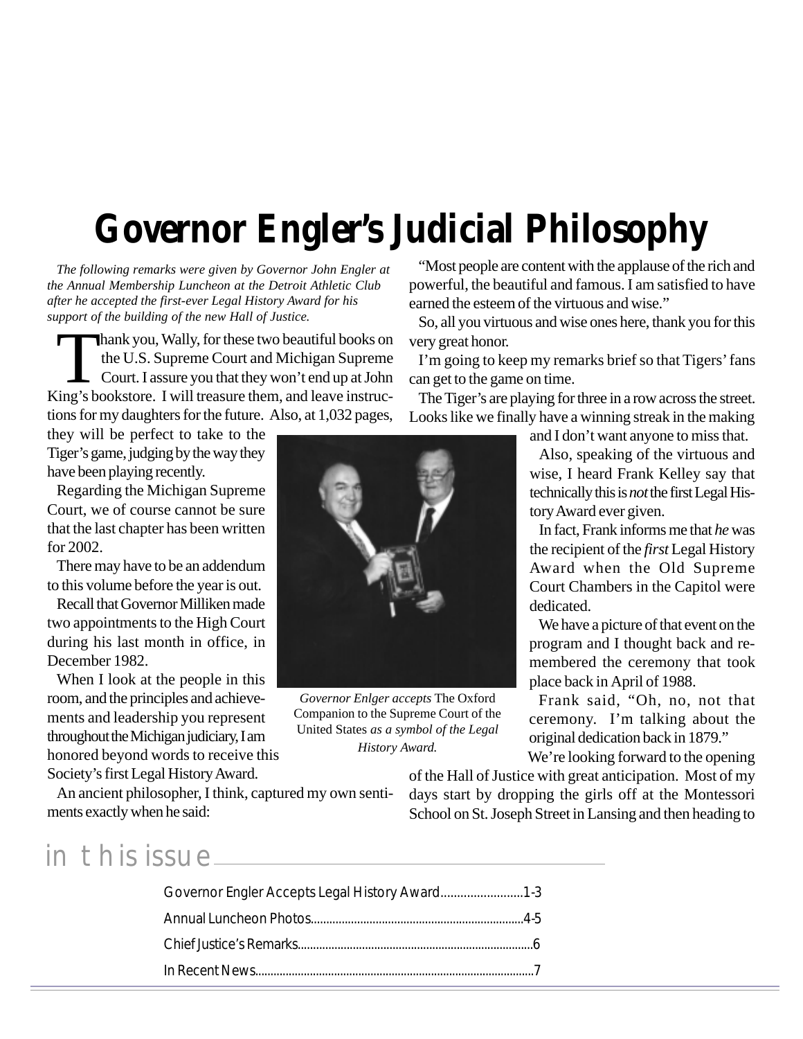# Governor Engler's Judicial Philosophy

*The following remarks were given by Governor John Engler at the Annual Membership Luncheon at the Detroit Athletic Club after he accepted the first-ever Legal History Award for his support of the building of the new Hall of Justice.*

Thank you, Wally, for these two beautiful books on the U.S. Supreme Court and Michigan Supreme Court. I assure you that they won't end up at John King's bookstore. I will treasure them, and leave instructions for my daughters for the future. Also, at 1,032 pages, they will be perfect to take to the Tiger's game, judging by the way they have been playing recently.

Regarding the Michigan Supreme Court, we of course cannot be sure that the last chapter has been written for 2002.

There may have to be an addendum to this volume before the year is out.

Recall that Governor Milliken made two appointments to the High Court during his last month in office, in December 1982.

When I look at the people in this room, and the principles and achievements and leadership you represent throughout the Michigan judiciary, I am honored beyond words to receive this Society's first Legal History Award.

An ancient philosopher, I think, captured my own sentiments exactly when he said:

"Most people are content with the applause of the rich and powerful, the beautiful and famous. I am satisfied to have earned the esteem of the virtuous and wise."

So, all you virtuous and wise ones here, thank you for this very great honor.

I'm going to keep my remarks brief so that Tigers' fans can get to the game on time.

The Tiger's are playing for three in a row across the street. Looks like we finally have a winning streak in the making and I don't want anyone to miss that.

*Governor Enlger accepts* The Oxford Companion to the Supreme Court of the United States *as a symbol of the Legal History Award.*

Also, speaking of the virtuous and wise, I heard Frank Kelley say that technically this is *not* the first Legal History Award ever given.

In fact, Frank informs me that *he* was the recipient of the *first* Legal History Award when the Old Supreme Court Chambers in the Capitol were dedicated.

We have a picture of that event on the program and I thought back and remembered the ceremony that took place back in April of 1988.

Frank said, "Oh, no, not that ceremony. I'm talking about the original dedication back in 1879."

We're looking forward to the opening of the Hall of Justice with great anticipation. Most of my days start by dropping the girls off at the Montessori School on St. Joseph Street in Lansing and then heading to

## in this issue

- Governor Engler Accepts Legal History Award..........................1-3
- Annual Luncheon Photos.....................................................................4-5
- Chief Justice's Remarks.............................................................................6
- In Recent News...........................................................................................7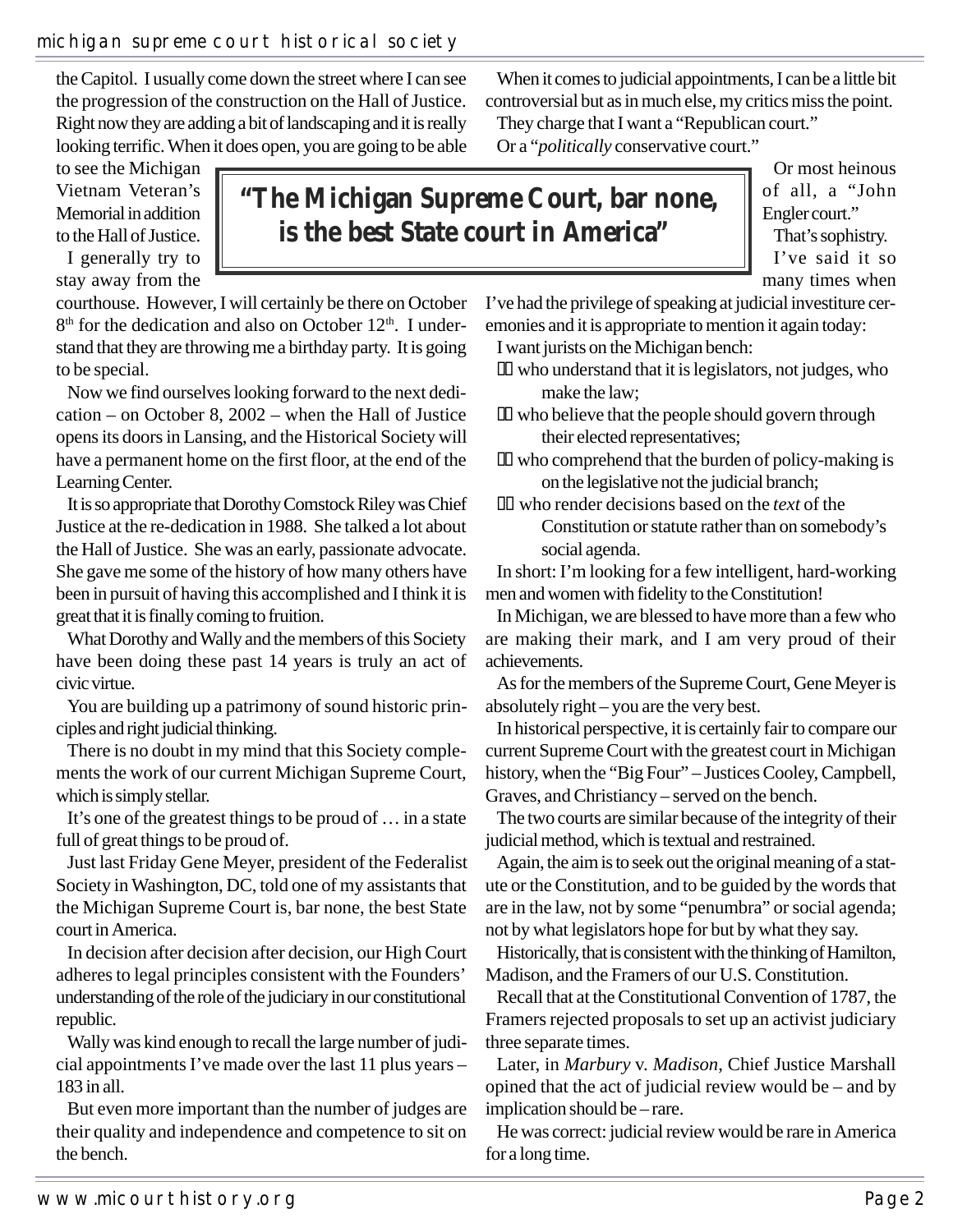the Capitol. I usually come down the street where I can see the progression of the construction on the Hall of Justice. Right now they are adding a bit of landscaping and it is really looking terrific. When it does open, you are going to be able to see the Michigan Vietnam Veteran's Memorial in addition to the Hall of Justice.

I generally try to stay away from the courthouse. However, I will certainly be there on October 8th for the dedication and also on October 12th. I understand that they are throwing me a birthday party. It is going to be special.

Now we find ourselves looking forward to the next dedication – on October 8, 2002 – when the Hall of Justice opens its doors in Lansing, and the Historical Society will have a permanent home on the first floor, at the end of the Learning Center.

It is so appropriate that Dorothy Comstock Riley was Chief Justice at the re-dedication in 1988. She talked a lot about the Hall of Justice. She was an early, passionate advocate. She gave me some of the history of how many others have been in pursuit of having this accomplished and I think it is great that it is finally coming to fruition.

What Dorothy and Wally and the members of this Society have been doing these past 14 years is truly an act of civic virtue.

You are building up a patrimony of sound historic principles and right judicial thinking.

There is no doubt in my mind that this Society complements the work of our current Michigan Supreme Court, which is simply stellar.

It's one of the greatest things to be proud of … in a state full of great things to be proud of.

Just last Friday Gene Meyer, president of the Federalist Society in Washington, DC, told one of my assistants that the Michigan Supreme Court is, bar none, the best State court in America.

In decision after decision after decision, our High Court adheres to legal principles consistent with the Founders' understanding of the role of the judiciary in our constitutional republic.

Wally was kind enough to recall the large number of judicial appointments I've made over the last 11 plus years – 183 in all.

But even more important than the number of judges are their quality and independence and competence to sit on the bench.

> **"The Michigan Supreme Court, bar none, is the best State court in America"**

When it comes to judicial appointments, I can be a little bit controversial but as in much else, my critics miss the point.

They charge that I want a "Republican court."

Or a "*politically* conservative court."

Or most heinous of all, a "John Engler court."

That's sophistry.

I've said it so many times when I've had the privilege of speaking at judicial investiture ceremonies and it is appropriate to mention it again today:

I want jurists on the Michigan bench:

- who understand that it is legislators, not judges, who make the law;
- who believe that the people should govern through their elected representatives;
- who comprehend that the burden of policy-making is on the legislative not the judicial branch;
- who render decisions based on the *text* of the Constitution or statute rather than on somebody's social agenda.

In short: I'm looking for a few intelligent, hard-working men and women with fidelity to the Constitution!

In Michigan, we are blessed to have more than a few who are making their mark, and I am very proud of their achievements.

As for the members of the Supreme Court, Gene Meyer is absolutely right – you are the very best.

In historical perspective, it is certainly fair to compare our current Supreme Court with the greatest court in Michigan history, when the "Big Four" – Justices Cooley, Campbell, Graves, and Christiancy – served on the bench.

The two courts are similar because of the integrity of their judicial method, which is textual and restrained.

Again, the aim is to seek out the original meaning of a statute or the Constitution, and to be guided by the words that are in the law, not by some "penumbra" or social agenda; not by what legislators hope for but by what they say.

Historically, that is consistent with the thinking of Hamilton, Madison, and the Framers of our U.S. Constitution.

Recall that at the Constitutional Convention of 1787, the Framers rejected proposals to set up an activist judiciary three separate times.

Later, in *Marbury* v. *Madison*, Chief Justice Marshall opined that the act of judicial review would be – and by implication should be – rare.

He was correct: judicial review would be rare in America for a long time.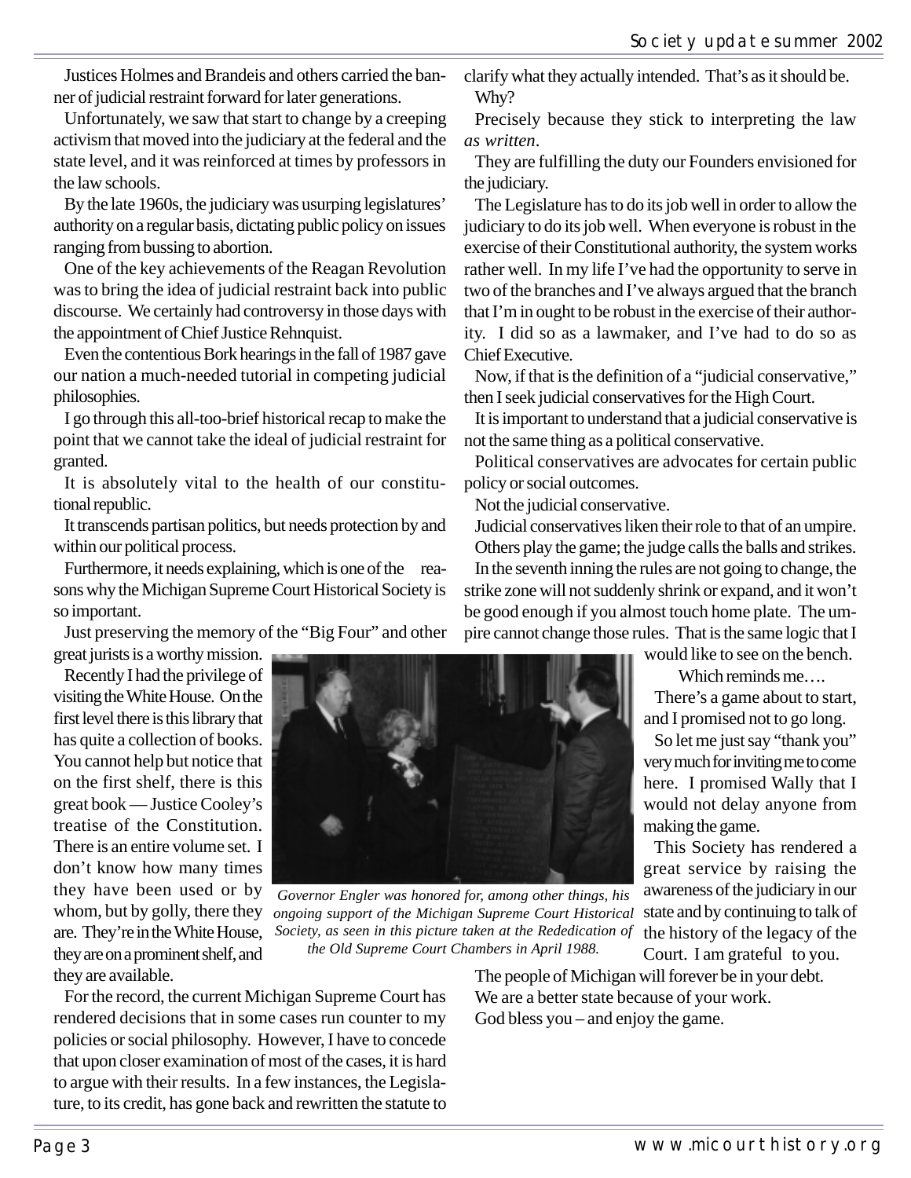Justices Holmes and Brandeis and others carried the banner of judicial restraint forward for later generations.

Unfortunately, we saw that start to change by a creeping activism that moved into the judiciary at the federal and the state level, and it was reinforced at times by professors in the law schools.

By the late 1960s, the judiciary was usurping legislatures' authority on a regular basis, dictating public policy on issues ranging from bussing to abortion.

One of the key achievements of the Reagan Revolution was to bring the idea of judicial restraint back into public discourse. We certainly had controversy in those days with the appointment of Chief Justice Rehnquist.

Even the contentious Bork hearings in the fall of 1987 gave our nation a much-needed tutorial in competing judicial philosophies.

I go through this all-too-brief historical recap to make the point that we cannot take the ideal of judicial restraint for granted.

It is absolutely vital to the health of our constitutional republic.

It transcends partisan politics, but needs protection by and within our political process.

Furthermore, it needs explaining, which is one of the reasons why the Michigan Supreme Court Historical Society is so important.

Just preserving the memory of the "Big Four" and other great jurists is a worthy mission.

Recently I had the privilege of visiting the White House. On the first level there is this library that has quite a collection of books. You cannot help but notice that on the first shelf, there is this great book — Justice Cooley's treatise of the Constitution. There is an entire volume set. I don't know how many times they have been used or by whom, but by golly, there they are. They're in the White House, they are on a prominent shelf, and they are available.

For the record, the current Michigan Supreme Court has rendered decisions that in some cases run counter to my policies or social philosophy. However, I have to concede that upon closer examination of most of the cases, it is hard to argue with their results. In a few instances, the Legislature, to its credit, has gone back and rewritten the statute to clarify what they actually intended. That's as it should be.

Why?

Precisely because they stick to interpreting the law *as written*.

They are fulfilling the duty our Founders envisioned for the judiciary.

The Legislature has to do its job well in order to allow the judiciary to do its job well. When everyone is robust in the exercise of their Constitutional authority, the system works rather well. In my life I've had the opportunity to serve in two of the branches and I've always argued that the branch that I'm in ought to be robust in the exercise of their authority. I did so as a lawmaker, and I've had to do so as Chief Executive.

Now, if that is the definition of a "judicial conservative," then I seek judicial conservatives for the High Court.

It is important to understand that a judicial conservative is not the same thing as a political conservative.

Political conservatives are advocates for certain public policy or social outcomes.

Not the judicial conservative.

Judicial conservatives liken their role to that of an umpire.

Others play the game; the judge calls the balls and strikes.

In the seventh inning the rules are not going to change, the strike zone will not suddenly shrink or expand, and it won't be good enough if you almost touch home plate. The umpire cannot change those rules. That is the same logic that I would like to see on the bench.

Which reminds me….

There's a game about to start, and I promised not to go long.

So let me just say "thank you" very much for inviting me to come here. I promised Wally that I would not delay anyone from making the game.

This Society has rendered a great service by raising the awareness of the judiciary in our state and by continuing to talk of the history of the legacy of the Court. I am grateful to you.

The people of Michigan will forever be in your debt.

We are a better state because of your work.

God bless you – and enjoy the game.

*Governor Engler was honored for, among other things, his ongoing support of the Michigan Supreme Court Historical Society, as seen in this picture taken at the Rededication of the Old Supreme Court Chambers in April 1988.*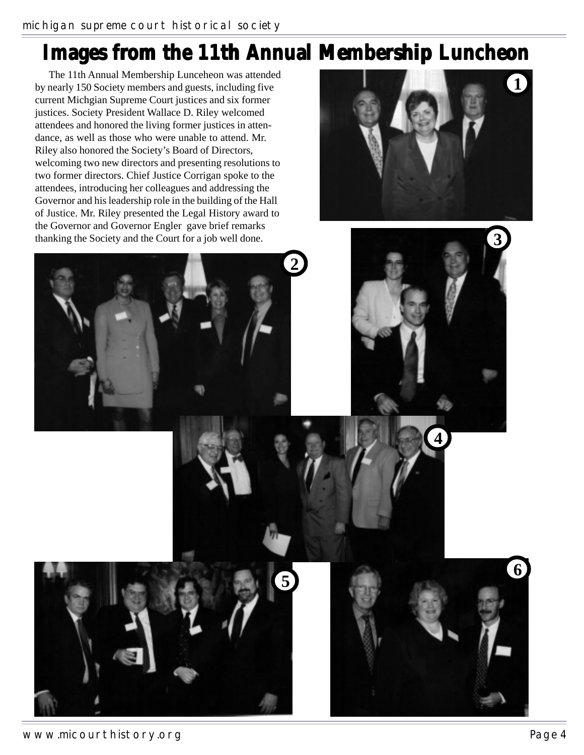# Images from the 11th Annual Membership Luncheon

The 11th Annual Membership Lunceheon was attended by nearly 150 Society members and guests, including five current Michgian Supreme Court justices and six former justices. Society President Wallace D. Riley welcomed attendees and honored the living former justices in attendance, as well as those who were unable to attend. Mr. Riley also honored the Society's Board of Directors, welcoming two new directors and presenting resolutions to two former directors. Chief Justice Corrigan spoke to the attendees, introducing her colleagues and addressing the Governor and his leadership role in the building of the Hall of Justice. Mr. Riley presented the Legal History award to the Governor and Governor Engler gave brief remarks thanking the Society and the Court for a job well done.

1

2

3

4

5

6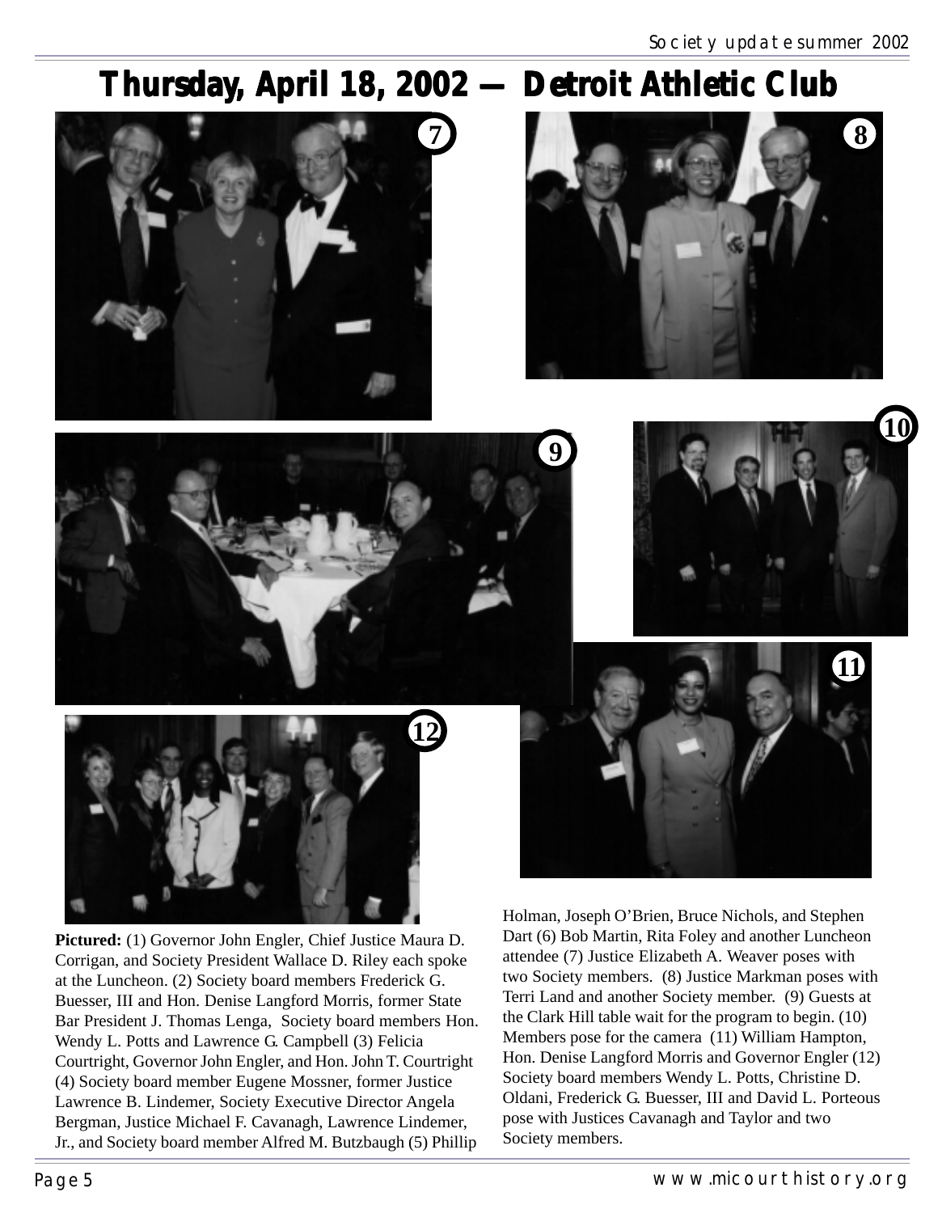# Thursday, April 18, 2002 — Detroit Athletic Club

**Pictured:** (1) Governor John Engler, Chief Justice Maura D. Corrigan, and Society President Wallace D. Riley each spoke at the Luncheon. (2) Society board members Frederick G. Buesser, III and Hon. Denise Langford Morris, former State Bar President J. Thomas Lenga, Society board members Hon. Wendy L. Potts and Lawrence G. Campbell (3) Felicia Courtright, Governor John Engler, and Hon. John T. Courtright (4) Society board member Eugene Mossner, former Justice Lawrence B. Lindemer, Society Executive Director Angela Bergman, Justice Michael F. Cavanagh, Lawrence Lindemer, Jr., and Society board member Alfred M. Butzbaugh (5) Phillip Holman, Joseph O'Brien, Bruce Nichols, and Stephen Dart (6) Bob Martin, Rita Foley and another Luncheon attendee (7) Justice Elizabeth A. Weaver poses with two Society members. (8) Justice Markman poses with Terri Land and another Society member. (9) Guests at the Clark Hill table wait for the program to begin. (10) Members pose for the camera (11) William Hampton, Hon. Denise Langford Morris and Governor Engler (12) Society board members Wendy L. Potts, Christine D. Oldani, Frederick G. Buesser, III and David L. Porteous pose with Justices Cavanagh and Taylor and two Society members.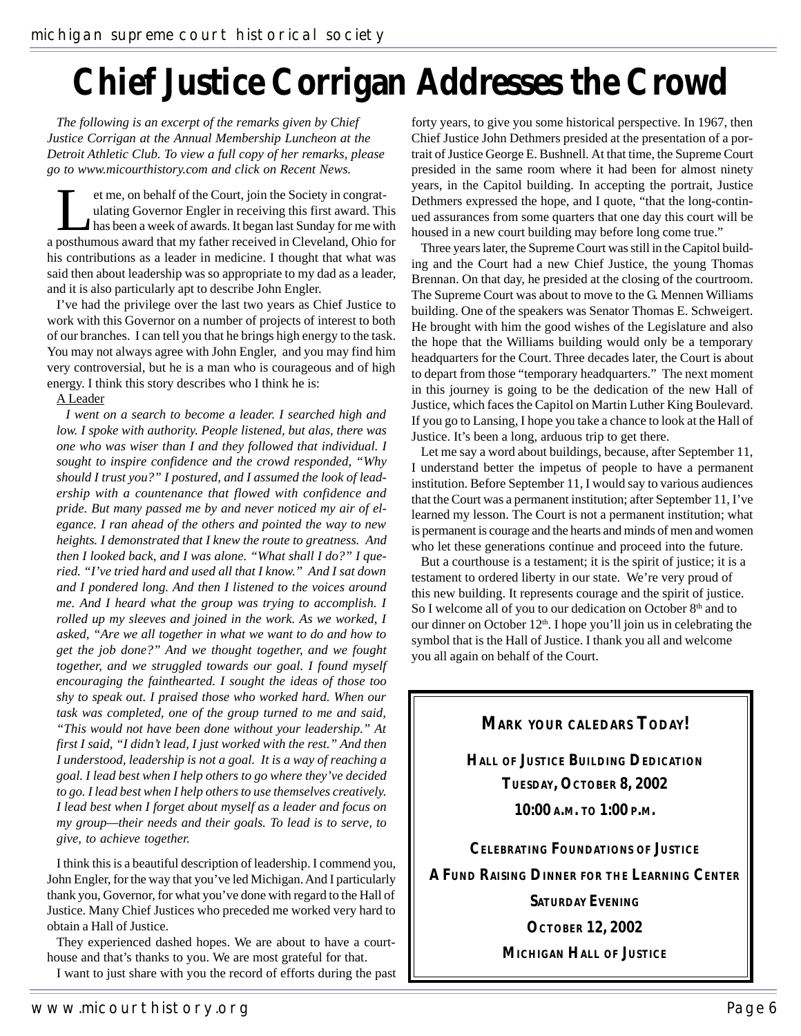# Chief Justice Corrigan Addresses the Crowd

*The following is an excerpt of the remarks given by Chief Justice Corrigan at the Annual Membership Luncheon at the Detroit Athletic Club. To view a full copy of her remarks, please go to www.micourthistory.com and click on Recent News.*

Let me, on behalf of the Court, join the Society in congratulating Governor Engler in receiving this first award. This has been a week of awards. It began last Sunday for me with a posthumous award that my father received in Cleveland, Ohio for his contributions as a leader in medicine. I thought that what was said then about leadership was so appropriate to my dad as a leader, and it is also particularly apt to describe John Engler.

I've had the privilege over the last two years as Chief Justice to work with this Governor on a number of projects of interest to both of our branches. I can tell you that he brings high energy to the task. You may not always agree with John Engler, and you may find him very controversial, but he is a man who is courageous and of high energy. I think this story describes who I think he is:

A Leader

*I went on a search to become a leader. I searched high and low. I spoke with authority. People listened, but alas, there was one who was wiser than I and they followed that individual. I sought to inspire confidence and the crowd responded, "Why should I trust you?" I postured, and I assumed the look of leadership with a countenance that flowed with confidence and pride. But many passed me by and never noticed my air of elegance. I ran ahead of the others and pointed the way to new heights. I demonstrated that I knew the route to greatness. And then I looked back, and I was alone. "What shall I do?" I queried. "I've tried hard and used all that I know." And I sat down and I pondered long. And then I listened to the voices around me. And I heard what the group was trying to accomplish. I rolled up my sleeves and joined in the work. As we worked, I asked, "Are we all together in what we want to do and how to get the job done?" And we thought together, and we fought together, and we struggled towards our goal. I found myself encouraging the fainthearted. I sought the ideas of those too shy to speak out. I praised those who worked hard. When our task was completed, one of the group turned to me and said, "This would not have been done without your leadership." At first I said, "I didn't lead, I just worked with the rest." And then I understood, leadership is not a goal. It is a way of reaching a goal. I lead best when I help others to go where they've decided to go. I lead best when I help others to use themselves creatively. I lead best when I forget about myself as a leader and focus on my group—their needs and their goals. To lead is to serve, to give, to achieve together.*

I think this is a beautiful description of leadership. I commend you, John Engler, for the way that you've led Michigan. And I particularly thank you, Governor, for what you've done with regard to the Hall of Justice. Many Chief Justices who preceded me worked very hard to obtain a Hall of Justice.

They experienced dashed hopes. We are about to have a courthouse and that's thanks to you. We are most grateful for that.

I want to just share with you the record of efforts during the past forty years, to give you some historical perspective. In 1967, then Chief Justice John Dethmers presided at the presentation of a portrait of Justice George E. Bushnell. At that time, the Supreme Court presided in the same room where it had been for almost ninety years, in the Capitol building. In accepting the portrait, Justice Dethmers expressed the hope, and I quote, "that the long-continued assurances from some quarters that one day this court will be housed in a new court building may before long come true."

Three years later, the Supreme Court was still in the Capitol building and the Court had a new Chief Justice, the young Thomas Brennan. On that day, he presided at the closing of the courtroom. The Supreme Court was about to move to the G. Mennen Williams building. One of the speakers was Senator Thomas E. Schweigert. He brought with him the good wishes of the Legislature and also the hope that the Williams building would only be a temporary headquarters for the Court. Three decades later, the Court is about to depart from those "temporary headquarters." The next moment in this journey is going to be the dedication of the new Hall of Justice, which faces the Capitol on Martin Luther King Boulevard. If you go to Lansing, I hope you take a chance to look at the Hall of Justice. It's been a long, arduous trip to get there.

Let me say a word about buildings, because, after September 11, I understand better the impetus of people to have a permanent institution. Before September 11, I would say to various audiences that the Court was a permanent institution; after September 11, I've learned my lesson. The Court is not a permanent institution; what is permanent is courage and the hearts and minds of men and women who let these generations continue and proceed into the future.

But a courthouse is a testament; it is the spirit of justice; it is a testament to ordered liberty in our state. We're very proud of this new building. It represents courage and the spirit of justice. So I welcome all of you to our dedication on October 8th and to our dinner on October 12th. I hope you'll join us in celebrating the symbol that is the Hall of Justice. I thank you all and welcome you all again on behalf of the Court.

---

**MARK YOUR CALEDARS TODAY!**

**HALL OF JUSTICE BUILDING DEDICATION**

**TUESDAY, OCTOBER 8, 2002**

**10:00 A.M. TO 1:00 P.M.**

**CELEBRATING FOUNDATIONS OF JUSTICE**

**A FUND RAISING DINNER FOR THE LEARNING CENTER**

**SATURDAY EVENING**

**OCTOBER 12, 2002**

**MICHIGAN HALL OF JUSTICE**

---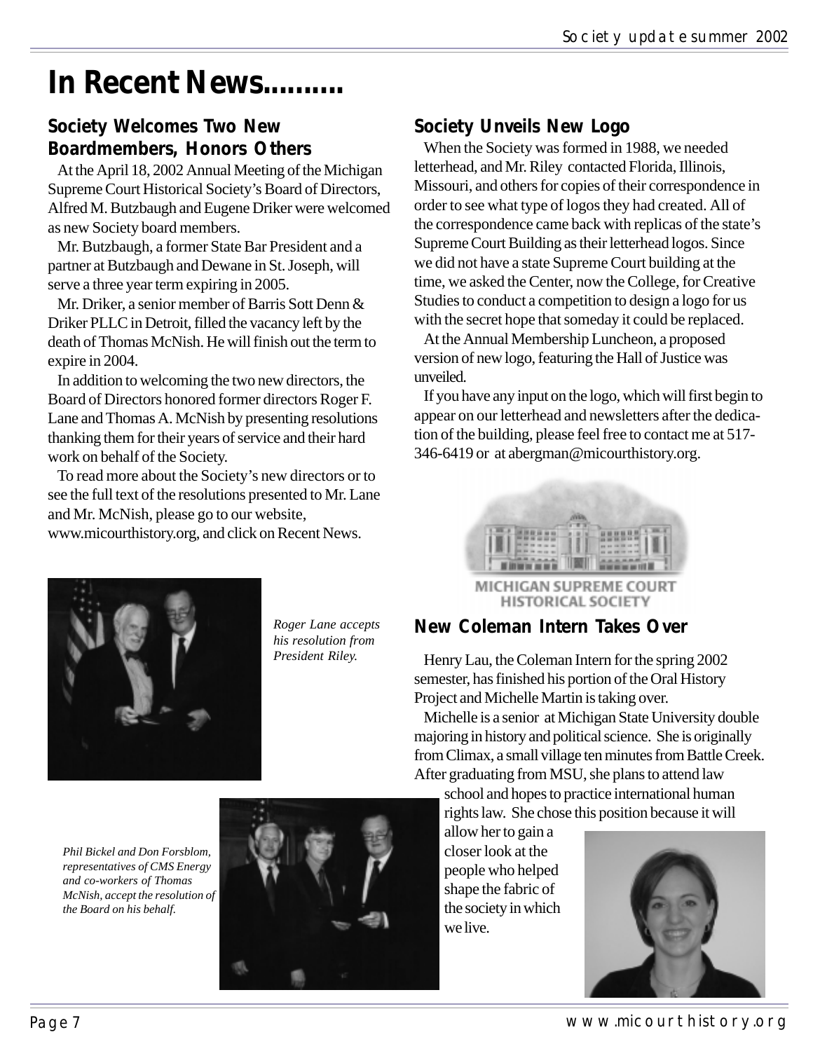# In Recent News..........

## Society Welcomes Two New Boardmembers, Honors Others

At the April 18, 2002 Annual Meeting of the Michigan Supreme Court Historical Society's Board of Directors, Alfred M. Butzbaugh and Eugene Driker were welcomed as new Society board members.

Mr. Butzbaugh, a former State Bar President and a partner at Butzbaugh and Dewane in St. Joseph, will serve a three year term expiring in 2005.

Mr. Driker, a senior member of Barris Sott Denn & Driker PLLC in Detroit, filled the vacancy left by the death of Thomas McNish. He will finish out the term to expire in 2004.

In addition to welcoming the two new directors, the Board of Directors honored former directors Roger F. Lane and Thomas A. McNish by presenting resolutions thanking them for their years of service and their hard work on behalf of the Society.

To read more about the Society's new directors or to see the full text of the resolutions presented to Mr. Lane and Mr. McNish, please go to our website, www.micourthistory.org, and click on Recent News.

*Roger Lane accepts his resolution from President Riley.*

*Phil Bickel and Don Forsblom, representatives of CMS Energy and co-workers of Thomas McNish, accept the resolution of the Board on his behalf.*

## Society Unveils New Logo

When the Society was formed in 1988, we needed letterhead, and Mr. Riley contacted Florida, Illinois, Missouri, and others for copies of their correspondence in order to see what type of logos they had created. All of the correspondence came back with replicas of the state's Supreme Court Building as their letterhead logos. Since we did not have a state Supreme Court building at the time, we asked the Center, now the College, for Creative Studies to conduct a competition to design a logo for us with the secret hope that someday it could be replaced.

At the Annual Membership Luncheon, a proposed version of new logo, featuring the Hall of Justice was unveiled.

If you have any input on the logo, which will first begin to appear on our letterhead and newsletters after the dedication of the building, please feel free to contact me at 517-346-6419 or at abergman@micourthistory.org.

MICHIGAN SUPREME COURT HISTORICAL SOCIETY

## New Coleman Intern Takes Over

Henry Lau, the Coleman Intern for the spring 2002 semester, has finished his portion of the Oral History Project and Michelle Martin is taking over.

Michelle is a senior at Michigan State University double majoring in history and political science. She is originally from Climax, a small village ten minutes from Battle Creek. After graduating from MSU, she plans to attend law school and hopes to practice international human rights law. She chose this position because it will allow her to gain a closer look at the people who helped shape the fabric of the society in which we live.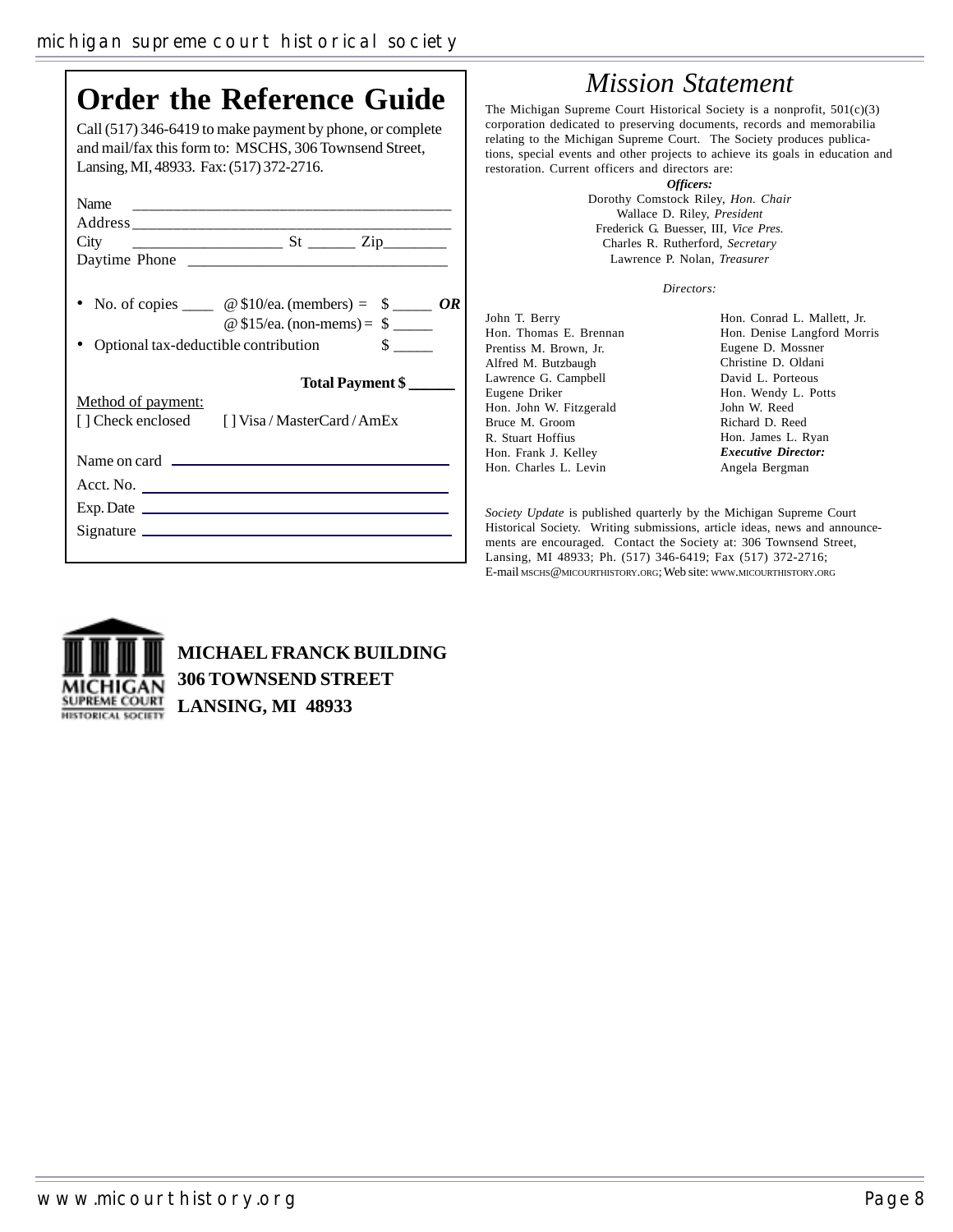# Order the Reference Guide

Call (517) 346-6419 to make payment by phone, or complete and mail/fax this form to: MSCHS, 306 Townsend Street, Lansing, MI, 48933. Fax: (517) 372-2716.

Name ________________________________________
Address ________________________________________
City ___________________ St ______ Zip________
Daytime Phone ________________________________

- No. of copies ____ @ $10/ea. (members) = $ _____ ***OR***
  @ $15/ea. (non-mems) = $ _____
- Optional tax-deductible contribution $ _____

**Total Payment $ ______**

Method of payment:
[ ] Check enclosed [ ] Visa / MasterCard / AmEx

Name on card ____________________
Acct. No. ____________________
Exp. Date ____________________
Signature ____________________

# *Mission Statement*

The Michigan Supreme Court Historical Society is a nonprofit, 501(c)(3) corporation dedicated to preserving documents, records and memorabilia relating to the Michigan Supreme Court. The Society produces publications, special events and other projects to achieve its goals in education and restoration. Current officers and directors are:

***Officers:***

Dorothy Comstock Riley, *Hon. Chair*
Wallace D. Riley, *President*
Frederick G. Buesser, III, *Vice Pres.*
Charles R. Rutherford, *Secretary*
Lawrence P. Nolan, *Treasurer*

*Directors:*

John T. Berry
Hon. Thomas E. Brennan
Prentiss M. Brown, Jr.
Alfred M. Butzbaugh
Lawrence G. Campbell
Eugene Driker
Hon. John W. Fitzgerald
Bruce M. Groom
R. Stuart Hoffius
Hon. Frank J. Kelley
Hon. Charles L. Levin
Hon. Conrad L. Mallett, Jr.
Hon. Denise Langford Morris
Eugene D. Mossner
Christine D. Oldani
David L. Porteous
Hon. Wendy L. Potts
John W. Reed
Richard D. Reed
Hon. James L. Ryan

***Executive Director:***
Angela Bergman

*Society Update* is published quarterly by the Michigan Supreme Court Historical Society. Writing submissions, article ideas, news and announcements are encouraged. Contact the Society at: 306 Townsend Street, Lansing, MI 48933; Ph. (517) 346-6419; Fax (517) 372-2716; E-mail MSCHS@MICOURTHISTORY.ORG; Web site: WWW.MICOURTHISTORY.ORG

MICHIGAN SUPREME COURT HISTORICAL SOCIETY

**MICHAEL FRANCK BUILDING**
**306 TOWNSEND STREET**
**LANSING, MI 48933**